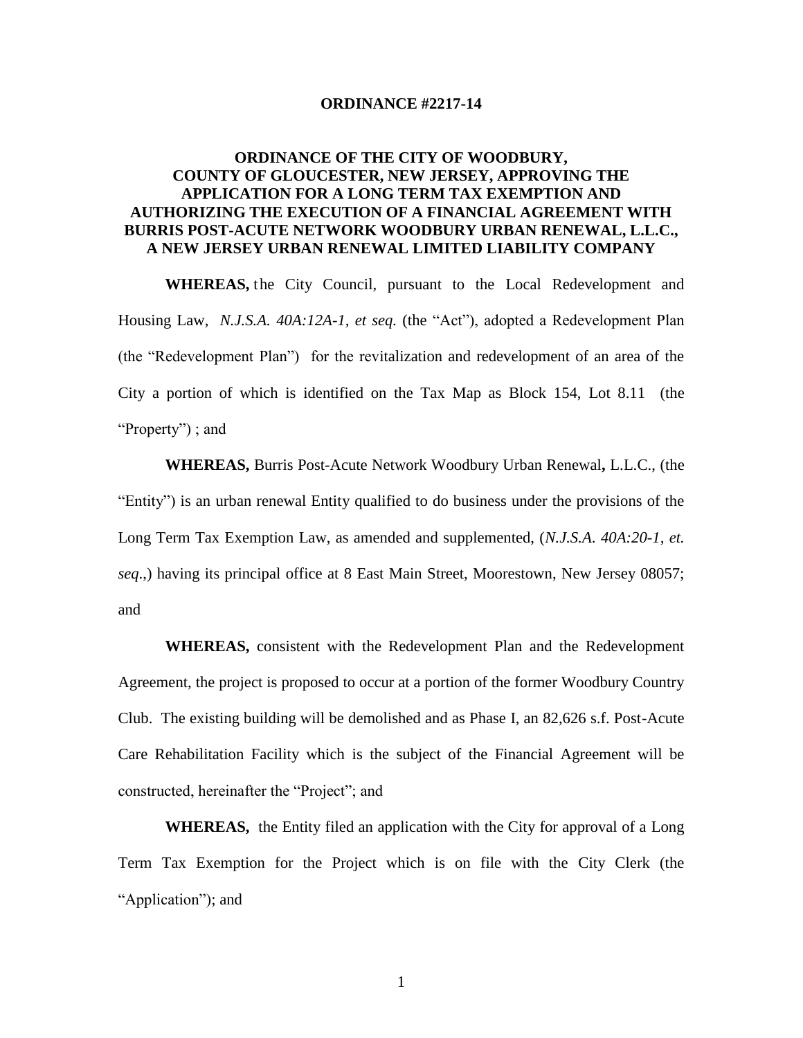# ORDINANCE #2217-14

## ORDINANCE OF THE CITY OF WOODBURY, COUNTY OF GLOUCESTER, NEW JERSEY, APPROVING THE APPLICATION FOR A LONG TERM TAX EXEMPTION AND AUTHORIZING THE EXECUTION OF A FINANCIAL AGREEMENT WITH BURRIS POST-ACUTE NETWORK WOODBURY URBAN RENEWAL, L.L.C., A NEW JERSEY URBAN RENEWAL LIMITED LIABILITY COMPANY

**WHEREAS,** the City Council, pursuant to the Local Redevelopment and Housing Law, *N.J.S.A. 40A:12A-1, et seq.* (the "Act"), adopted a Redevelopment Plan (the "Redevelopment Plan") for the revitalization and redevelopment of an area of the City a portion of which is identified on the Tax Map as Block 154, Lot 8.11 (the "Property") ; and

**WHEREAS,** Burris Post-Acute Network Woodbury Urban Renewal**,** L.L.C., (the "Entity") is an urban renewal Entity qualified to do business under the provisions of the Long Term Tax Exemption Law, as amended and supplemented, (*N.J.S.A. 40A:20-1, et. seq*.,) having its principal office at 8 East Main Street, Moorestown, New Jersey 08057; and

**WHEREAS,** consistent with the Redevelopment Plan and the Redevelopment Agreement, the project is proposed to occur at a portion of the former Woodbury Country Club. The existing building will be demolished and as Phase I, an 82,626 s.f. Post-Acute Care Rehabilitation Facility which is the subject of the Financial Agreement will be constructed, hereinafter the "Project"; and

**WHEREAS,** the Entity filed an application with the City for approval of a Long Term Tax Exemption for the Project which is on file with the City Clerk (the "Application"); and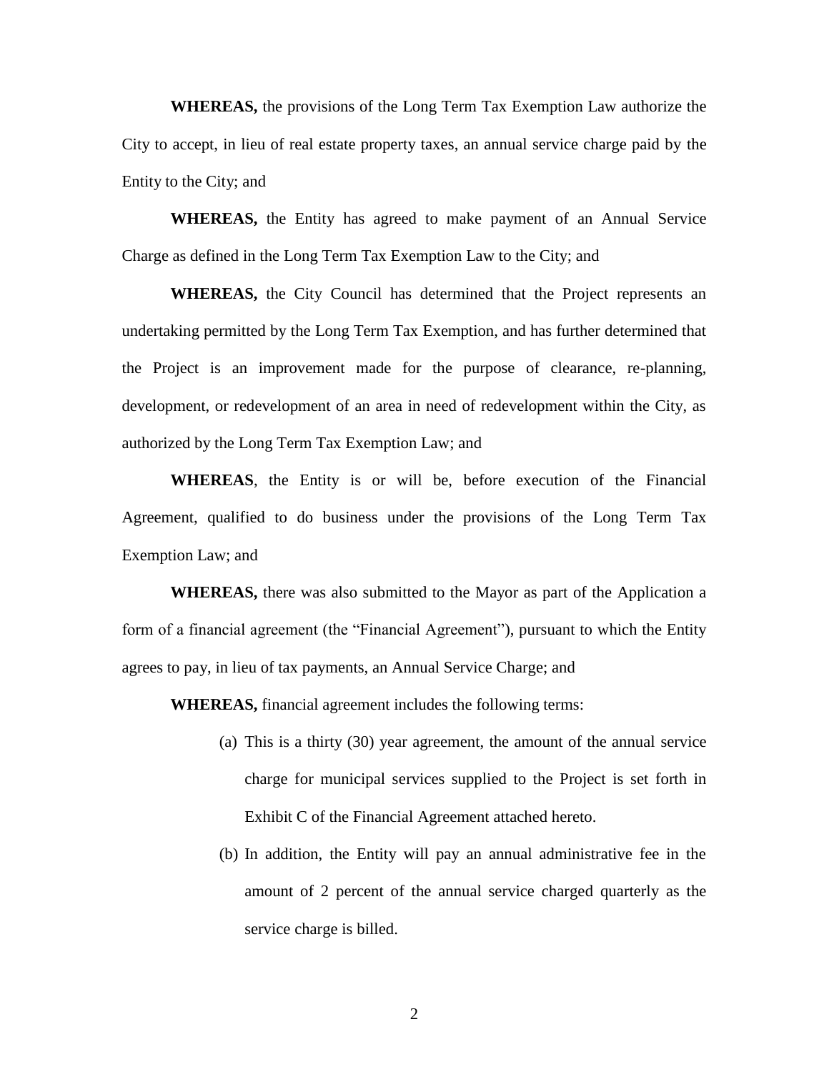**WHEREAS,** the provisions of the Long Term Tax Exemption Law authorize the City to accept, in lieu of real estate property taxes, an annual service charge paid by the Entity to the City; and

**WHEREAS,** the Entity has agreed to make payment of an Annual Service Charge as defined in the Long Term Tax Exemption Law to the City; and

**WHEREAS,** the City Council has determined that the Project represents an undertaking permitted by the Long Term Tax Exemption, and has further determined that the Project is an improvement made for the purpose of clearance, re-planning, development, or redevelopment of an area in need of redevelopment within the City, as authorized by the Long Term Tax Exemption Law; and

**WHEREAS**, the Entity is or will be, before execution of the Financial Agreement, qualified to do business under the provisions of the Long Term Tax Exemption Law; and

**WHEREAS,** there was also submitted to the Mayor as part of the Application a form of a financial agreement (the "Financial Agreement"), pursuant to which the Entity agrees to pay, in lieu of tax payments, an Annual Service Charge; and

**WHEREAS,** financial agreement includes the following terms:

(a) This is a thirty (30) year agreement, the amount of the annual service charge for municipal services supplied to the Project is set forth in Exhibit C of the Financial Agreement attached hereto.

(b) In addition, the Entity will pay an annual administrative fee in the amount of 2 percent of the annual service charged quarterly as the service charge is billed.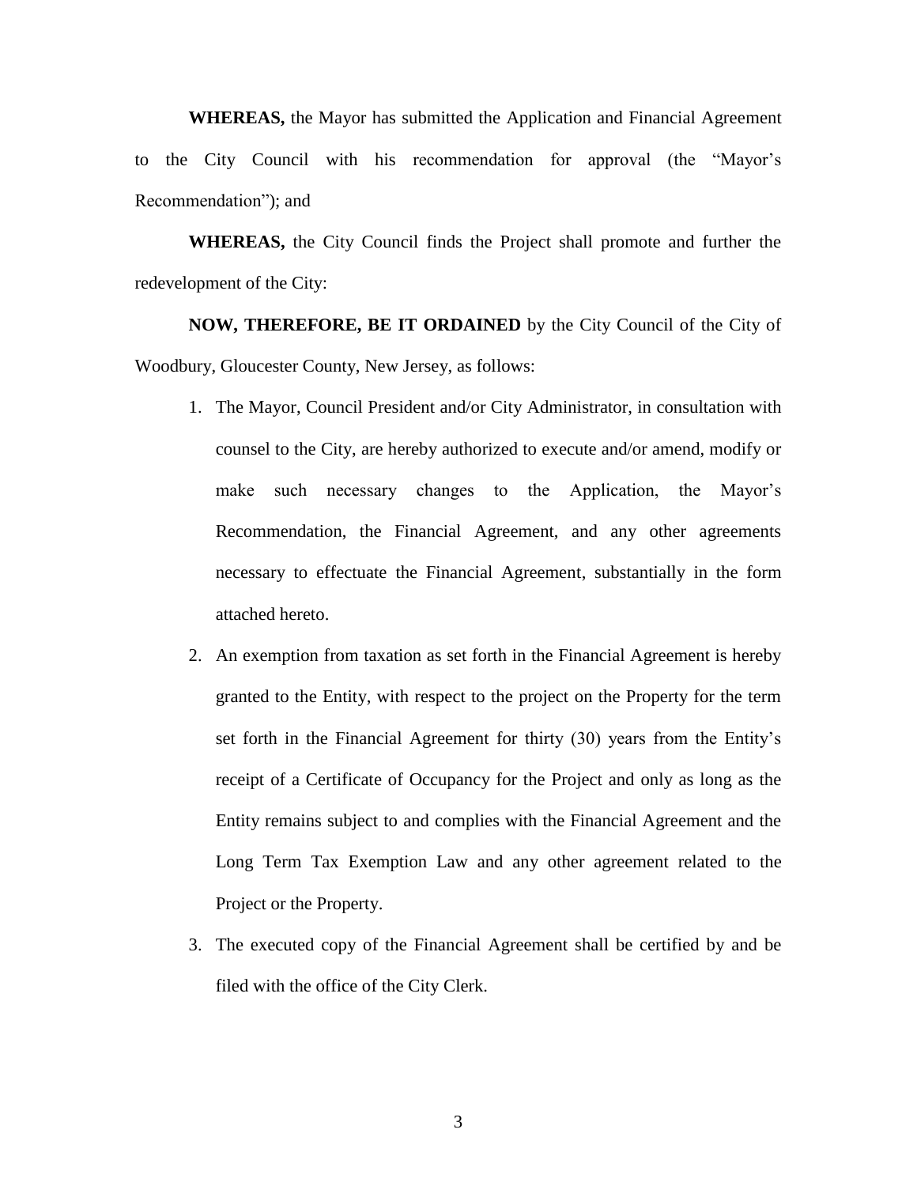**WHEREAS,** the Mayor has submitted the Application and Financial Agreement to the City Council with his recommendation for approval (the "Mayor's Recommendation"); and

**WHEREAS,** the City Council finds the Project shall promote and further the redevelopment of the City:

**NOW, THEREFORE, BE IT ORDAINED** by the City Council of the City of Woodbury, Gloucester County, New Jersey, as follows:

1. The Mayor, Council President and/or City Administrator, in consultation with counsel to the City, are hereby authorized to execute and/or amend, modify or make such necessary changes to the Application, the Mayor's Recommendation, the Financial Agreement, and any other agreements necessary to effectuate the Financial Agreement, substantially in the form attached hereto.

2. An exemption from taxation as set forth in the Financial Agreement is hereby granted to the Entity, with respect to the project on the Property for the term set forth in the Financial Agreement for thirty (30) years from the Entity's receipt of a Certificate of Occupancy for the Project and only as long as the Entity remains subject to and complies with the Financial Agreement and the Long Term Tax Exemption Law and any other agreement related to the Project or the Property.

3. The executed copy of the Financial Agreement shall be certified by and be filed with the office of the City Clerk.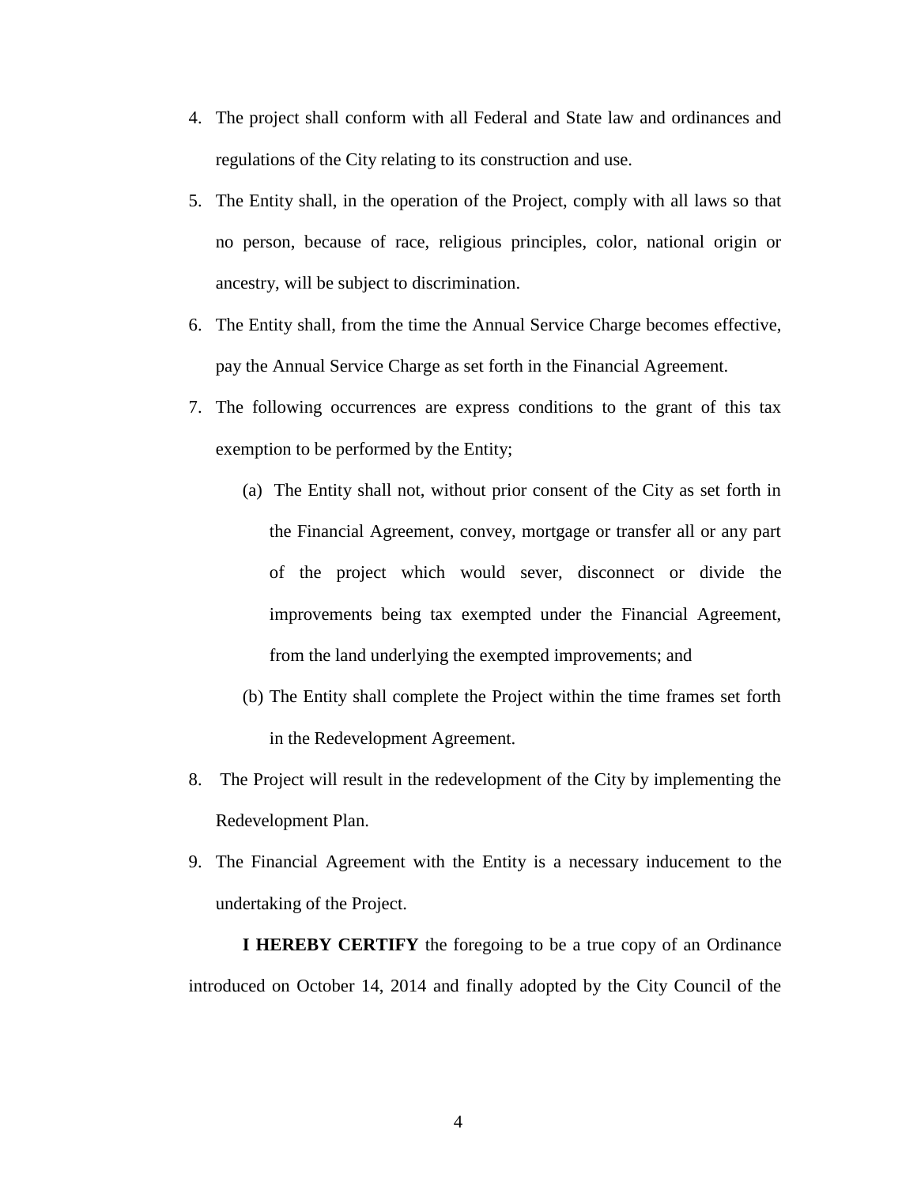4. The project shall conform with all Federal and State law and ordinances and regulations of the City relating to its construction and use.

5. The Entity shall, in the operation of the Project, comply with all laws so that no person, because of race, religious principles, color, national origin or ancestry, will be subject to discrimination.

6. The Entity shall, from the time the Annual Service Charge becomes effective, pay the Annual Service Charge as set forth in the Financial Agreement.

7. The following occurrences are express conditions to the grant of this tax exemption to be performed by the Entity;

   (a) The Entity shall not, without prior consent of the City as set forth in the Financial Agreement, convey, mortgage or transfer all or any part of the project which would sever, disconnect or divide the improvements being tax exempted under the Financial Agreement, from the land underlying the exempted improvements; and

   (b) The Entity shall complete the Project within the time frames set forth in the Redevelopment Agreement.

8. The Project will result in the redevelopment of the City by implementing the Redevelopment Plan.

9. The Financial Agreement with the Entity is a necessary inducement to the undertaking of the Project.

**I HEREBY CERTIFY** the foregoing to be a true copy of an Ordinance introduced on October 14, 2014 and finally adopted by the City Council of the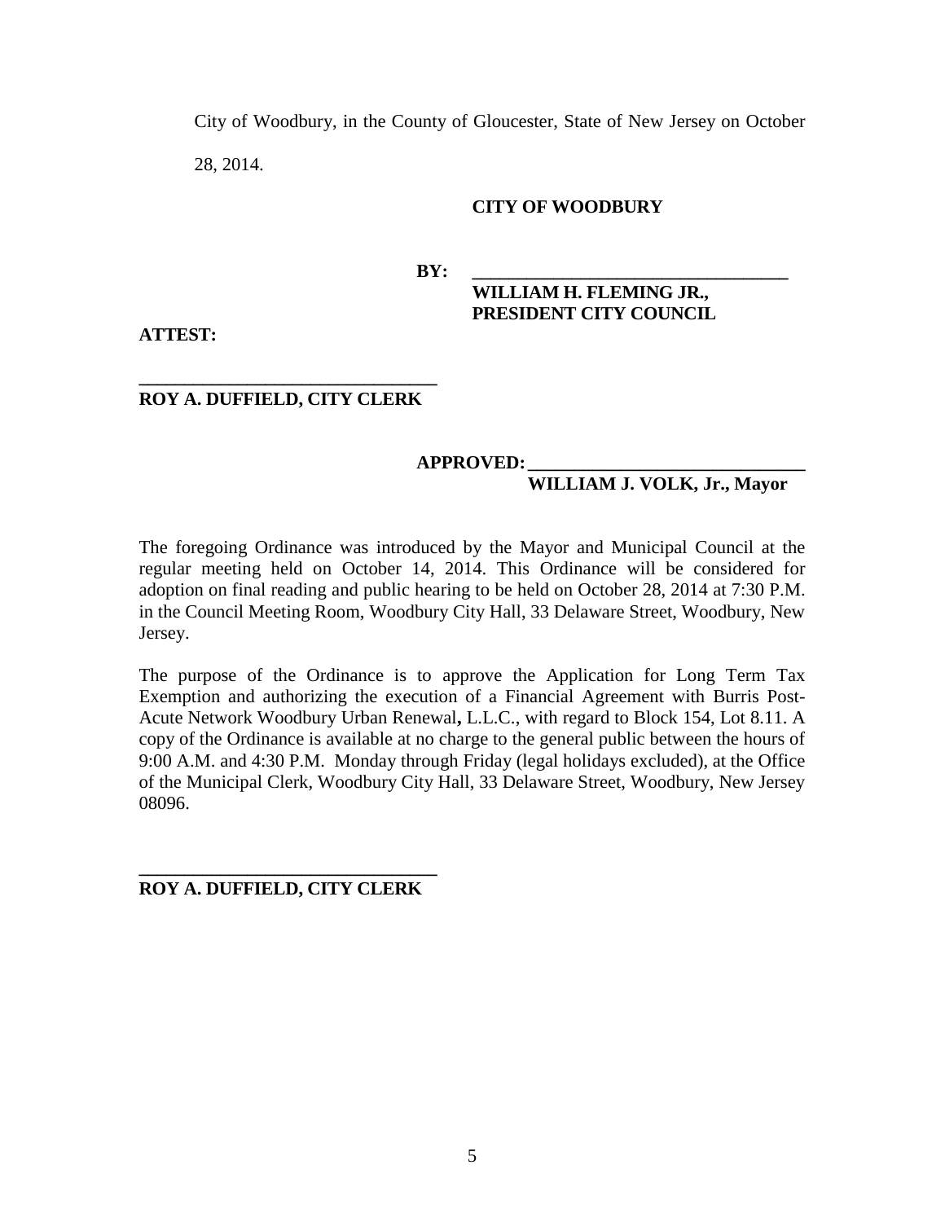City of Woodbury, in the County of Gloucester, State of New Jersey on October 28, 2014.

**CITY OF WOODBURY**

**BY:** ___________________________________
**WILLIAM H. FLEMING JR.,**
**PRESIDENT CITY COUNCIL**

**ATTEST:**

________________________________
**ROY A. DUFFIELD, CITY CLERK**

**APPROVED:** ______________________________
**WILLIAM J. VOLK, Jr., Mayor**

The foregoing Ordinance was introduced by the Mayor and Municipal Council at the regular meeting held on October 14, 2014. This Ordinance will be considered for adoption on final reading and public hearing to be held on October 28, 2014 at 7:30 P.M. in the Council Meeting Room, Woodbury City Hall, 33 Delaware Street, Woodbury, New Jersey.

The purpose of the Ordinance is to approve the Application for Long Term Tax Exemption and authorizing the execution of a Financial Agreement with Burris Post-Acute Network Woodbury Urban Renewal**,** L.L.C., with regard to Block 154, Lot 8.11. A copy of the Ordinance is available at no charge to the general public between the hours of 9:00 A.M. and 4:30 P.M. Monday through Friday (legal holidays excluded), at the Office of the Municipal Clerk, Woodbury City Hall, 33 Delaware Street, Woodbury, New Jersey 08096.

________________________________
**ROY A. DUFFIELD, CITY CLERK**